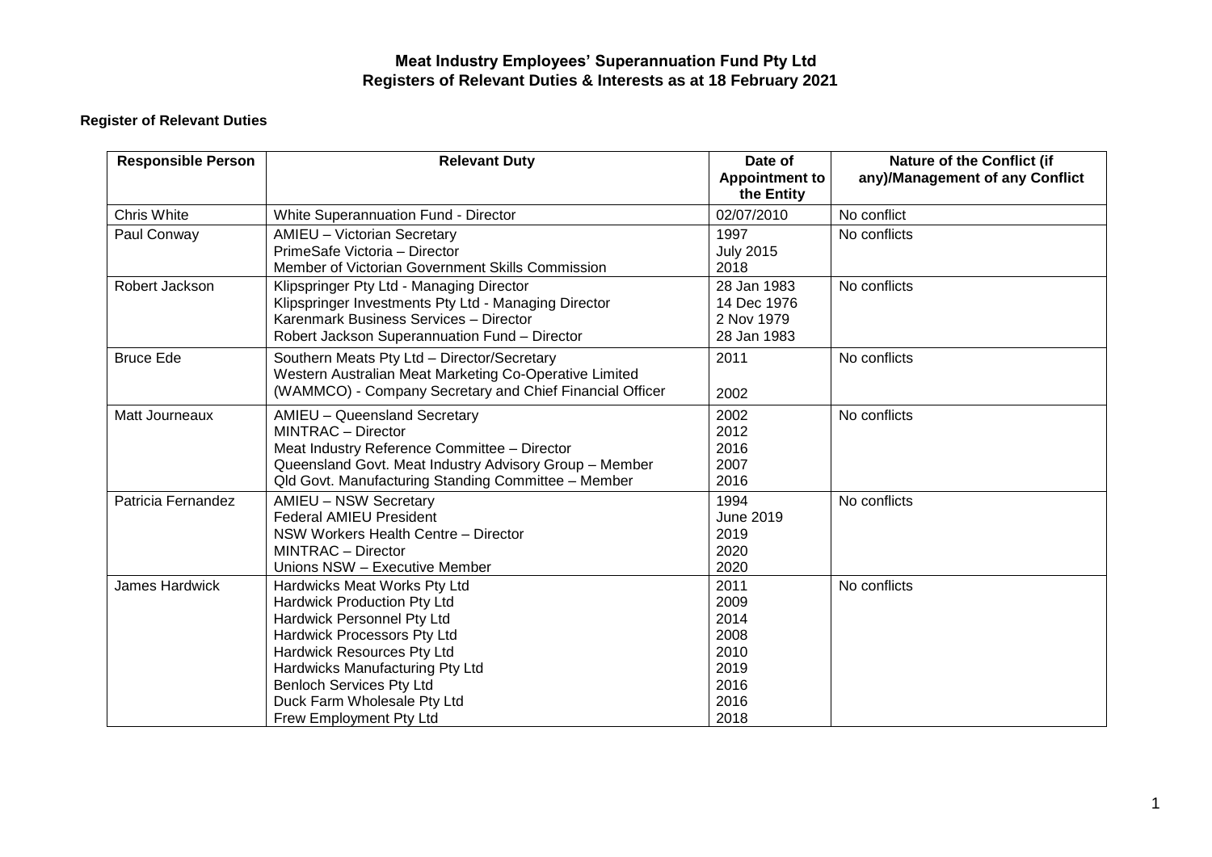# Meat Industry Employees' Superannuation Fund Pty Ltd
# Registers of Relevant Duties & Interests as at 18 February 2021

## Register of Relevant Duties

| Responsible Person | Relevant Duty | Date of Appointment to the Entity | Nature of the Conflict (if any)/Management of any Conflict |
|---|---|---|---|
| Chris White | White Superannuation Fund - Director | 02/07/2010 | No conflict |
| Paul Conway | AMIEU – Victorian Secretary<br>PrimeSafe Victoria – Director<br>Member of Victorian Government Skills Commission | 1997<br>July 2015<br>2018 | No conflicts |
| Robert Jackson | Klipspringer Pty Ltd - Managing Director<br>Klipspringer Investments Pty Ltd - Managing Director<br>Karenmark Business Services – Director<br>Robert Jackson Superannuation Fund – Director | 28 Jan 1983<br>14 Dec 1976<br>2 Nov 1979<br>28 Jan 1983 | No conflicts |
| Bruce Ede | Southern Meats Pty Ltd – Director/Secretary<br>Western Australian Meat Marketing Co-Operative Limited (WAMMCO) - Company Secretary and Chief Financial Officer | 2011<br>2002 | No conflicts |
| Matt Journeaux | AMIEU – Queensland Secretary<br>MINTRAC – Director<br>Meat Industry Reference Committee – Director<br>Queensland Govt. Meat Industry Advisory Group – Member<br>Qld Govt. Manufacturing Standing Committee – Member | 2002<br>2012<br>2016<br>2007<br>2016 | No conflicts |
| Patricia Fernandez | AMIEU – NSW Secretary<br>Federal AMIEU President<br>NSW Workers Health Centre – Director<br>MINTRAC – Director<br>Unions NSW – Executive Member | 1994<br>June 2019<br>2019<br>2020<br>2020 | No conflicts |
| James Hardwick | Hardwicks Meat Works Pty Ltd<br>Hardwick Production Pty Ltd<br>Hardwick Personnel Pty Ltd<br>Hardwick Processors Pty Ltd<br>Hardwick Resources Pty Ltd<br>Hardwicks Manufacturing Pty Ltd<br>Benloch Services Pty Ltd<br>Duck Farm Wholesale Pty Ltd<br>Frew Employment Pty Ltd | 2011<br>2009<br>2014<br>2008<br>2010<br>2019<br>2016<br>2016<br>2018 | No conflicts |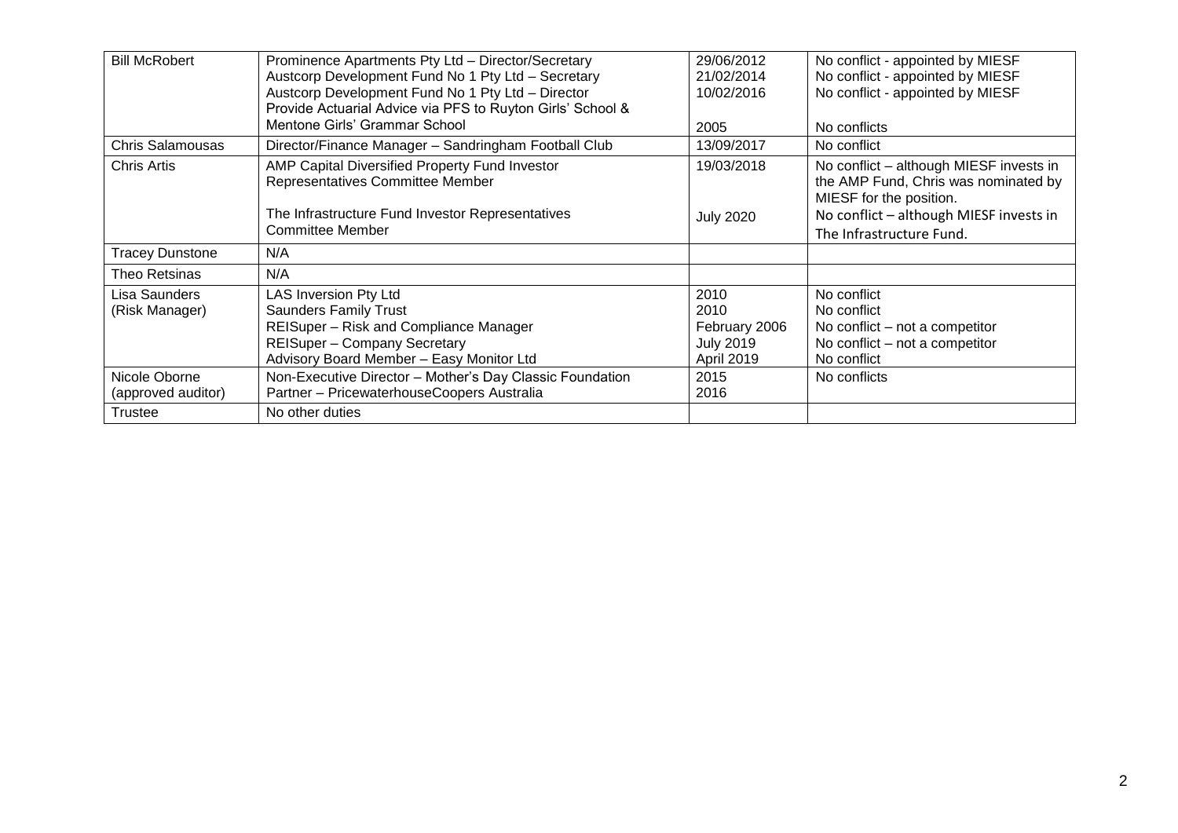| Bill McRobert | Prominence Apartments Pty Ltd – Director/Secretary<br>Austcorp Development Fund No 1 Pty Ltd – Secretary<br>Austcorp Development Fund No 1 Pty Ltd – Director<br>Provide Actuarial Advice via PFS to Ruyton Girls' School & Mentone Girls' Grammar School | 29/06/2012<br>21/02/2014<br>10/02/2016<br><br>2005 | No conflict - appointed by MIESF<br>No conflict - appointed by MIESF<br>No conflict - appointed by MIESF<br><br>No conflicts |
|---|---|---|---|
| Chris Salamousas | Director/Finance Manager – Sandringham Football Club | 13/09/2017 | No conflict |
| Chris Artis | AMP Capital Diversified Property Fund Investor Representatives Committee Member<br><br>The Infrastructure Fund Investor Representatives Committee Member | 19/03/2018<br><br>July 2020 | No conflict – although MIESF invests in the AMP Fund, Chris was nominated by MIESF for the position.<br>No conflict – although MIESF invests in The Infrastructure Fund. |
| Tracey Dunstone | N/A | | |
| Theo Retsinas | N/A | | |
| Lisa Saunders (Risk Manager) | LAS Inversion Pty Ltd<br>Saunders Family Trust<br>REISuper – Risk and Compliance Manager<br>REISuper – Company Secretary<br>Advisory Board Member – Easy Monitor Ltd | 2010<br>2010<br>February 2006<br>July 2019<br>April 2019 | No conflict<br>No conflict<br>No conflict – not a competitor<br>No conflict – not a competitor<br>No conflict |
| Nicole Oborne (approved auditor) | Non-Executive Director – Mother's Day Classic Foundation<br>Partner – PricewaterhouseCoopers Australia | 2015<br>2016 | No conflicts |
| Trustee | No other duties | | |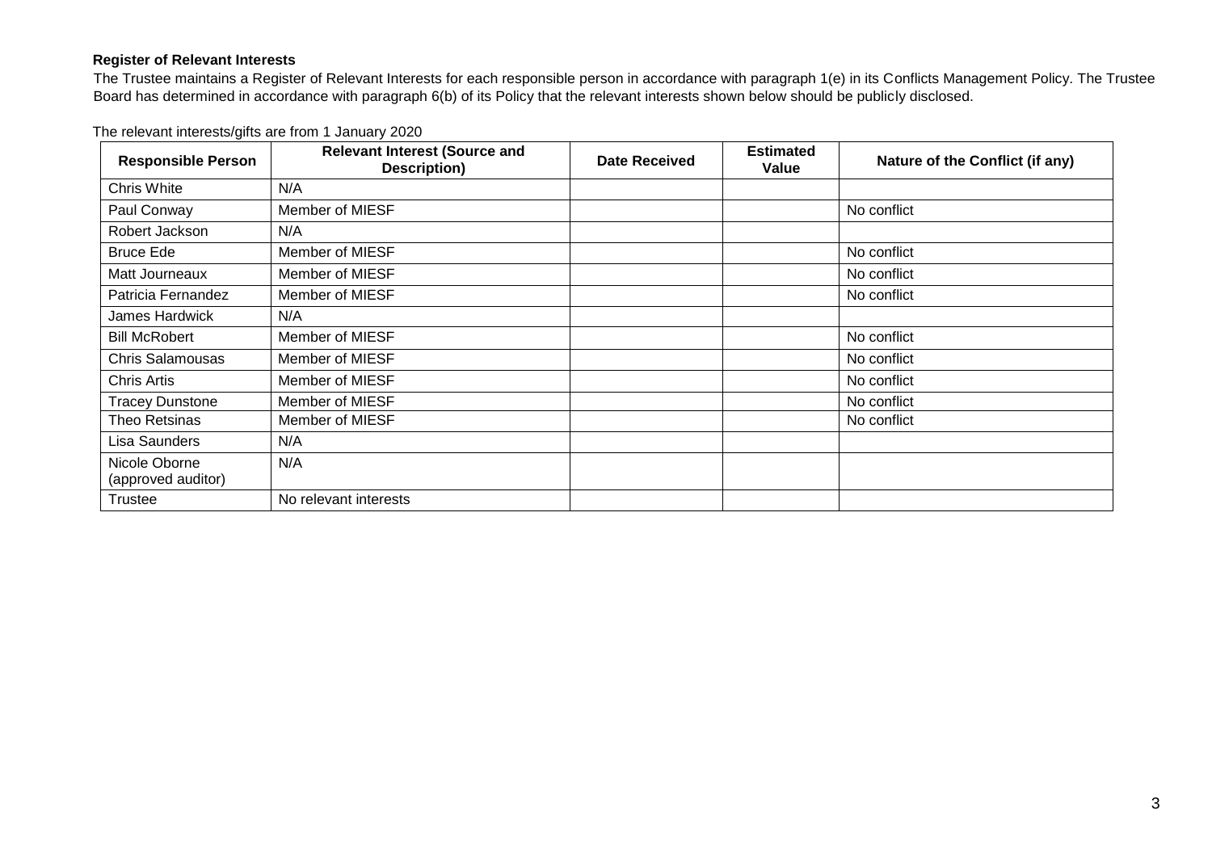**Register of Relevant Interests**

The Trustee maintains a Register of Relevant Interests for each responsible person in accordance with paragraph 1(e) in its Conflicts Management Policy. The Trustee Board has determined in accordance with paragraph 6(b) of its Policy that the relevant interests shown below should be publicly disclosed.

The relevant interests/gifts are from 1 January 2020

| Responsible Person | Relevant Interest (Source and Description) | Date Received | Estimated Value | Nature of the Conflict (if any) |
|---|---|---|---|---|
| Chris White | N/A | | | |
| Paul Conway | Member of MIESF | | | No conflict |
| Robert Jackson | N/A | | | |
| Bruce Ede | Member of MIESF | | | No conflict |
| Matt Journeaux | Member of MIESF | | | No conflict |
| Patricia Fernandez | Member of MIESF | | | No conflict |
| James Hardwick | N/A | | | |
| Bill McRobert | Member of MIESF | | | No conflict |
| Chris Salamousas | Member of MIESF | | | No conflict |
| Chris Artis | Member of MIESF | | | No conflict |
| Tracey Dunstone | Member of MIESF | | | No conflict |
| Theo Retsinas | Member of MIESF | | | No conflict |
| Lisa Saunders | N/A | | | |
| Nicole Oborne (approved auditor) | N/A | | | |
| Trustee | No relevant interests | | | |